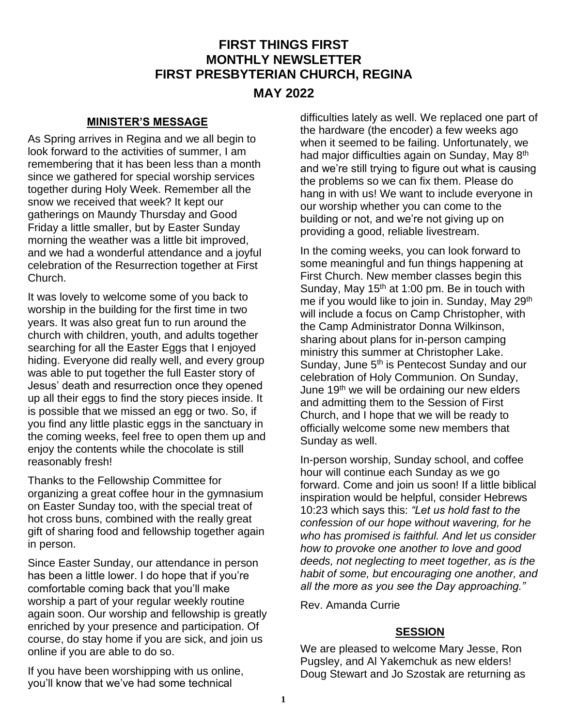# FIRST THINGS FIRST
# MONTHLY NEWSLETTER
# FIRST PRESBYTERIAN CHURCH, REGINA
## MAY 2022

### MINISTER'S MESSAGE

As Spring arrives in Regina and we all begin to look forward to the activities of summer, I am remembering that it has been less than a month since we gathered for special worship services together during Holy Week. Remember all the snow we received that week? It kept our gatherings on Maundy Thursday and Good Friday a little smaller, but by Easter Sunday morning the weather was a little bit improved, and we had a wonderful attendance and a joyful celebration of the Resurrection together at First Church.

It was lovely to welcome some of you back to worship in the building for the first time in two years. It was also great fun to run around the church with children, youth, and adults together searching for all the Easter Eggs that I enjoyed hiding. Everyone did really well, and every group was able to put together the full Easter story of Jesus' death and resurrection once they opened up all their eggs to find the story pieces inside. It is possible that we missed an egg or two. So, if you find any little plastic eggs in the sanctuary in the coming weeks, feel free to open them up and enjoy the contents while the chocolate is still reasonably fresh!

Thanks to the Fellowship Committee for organizing a great coffee hour in the gymnasium on Easter Sunday too, with the special treat of hot cross buns, combined with the really great gift of sharing food and fellowship together again in person.

Since Easter Sunday, our attendance in person has been a little lower. I do hope that if you're comfortable coming back that you'll make worship a part of your regular weekly routine again soon. Our worship and fellowship is greatly enriched by your presence and participation. Of course, do stay home if you are sick, and join us online if you are able to do so.

If you have been worshipping with us online, you'll know that we've had some technical difficulties lately as well. We replaced one part of the hardware (the encoder) a few weeks ago when it seemed to be failing. Unfortunately, we had major difficulties again on Sunday, May 8th and we're still trying to figure out what is causing the problems so we can fix them. Please do hang in with us! We want to include everyone in our worship whether you can come to the building or not, and we're not giving up on providing a good, reliable livestream.

In the coming weeks, you can look forward to some meaningful and fun things happening at First Church. New member classes begin this Sunday, May 15th at 1:00 pm. Be in touch with me if you would like to join in. Sunday, May 29th will include a focus on Camp Christopher, with the Camp Administrator Donna Wilkinson, sharing about plans for in-person camping ministry this summer at Christopher Lake. Sunday, June 5th is Pentecost Sunday and our celebration of Holy Communion. On Sunday, June 19th we will be ordaining our new elders and admitting them to the Session of First Church, and I hope that we will be ready to officially welcome some new members that Sunday as well.

In-person worship, Sunday school, and coffee hour will continue each Sunday as we go forward. Come and join us soon! If a little biblical inspiration would be helpful, consider Hebrews 10:23 which says this: *"Let us hold fast to the confession of our hope without wavering, for he who has promised is faithful. And let us consider how to provoke one another to love and good deeds, not neglecting to meet together, as is the habit of some, but encouraging one another, and all the more as you see the Day approaching."*

Rev. Amanda Currie

### SESSION

We are pleased to welcome Mary Jesse, Ron Pugsley, and Al Yakemchuk as new elders! Doug Stewart and Jo Szostak are returning as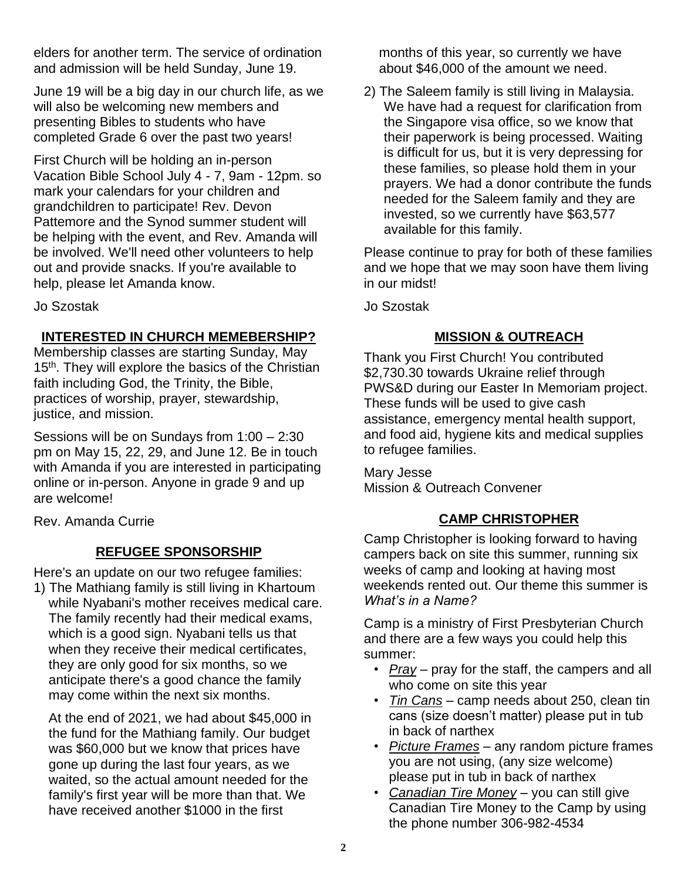elders for another term. The service of ordination and admission will be held Sunday, June 19.

June 19 will be a big day in our church life, as we will also be welcoming new members and presenting Bibles to students who have completed Grade 6 over the past two years!

First Church will be holding an in-person Vacation Bible School July 4 - 7, 9am - 12pm. so mark your calendars for your children and grandchildren to participate! Rev. Devon Pattemore and the Synod summer student will be helping with the event, and Rev. Amanda will be involved. We'll need other volunteers to help out and provide snacks. If you're available to help, please let Amanda know.

Jo Szostak

## INTERESTED IN CHURCH MEMEBERSHIP?

Membership classes are starting Sunday, May 15th. They will explore the basics of the Christian faith including God, the Trinity, the Bible, practices of worship, prayer, stewardship, justice, and mission.

Sessions will be on Sundays from 1:00 – 2:30 pm on May 15, 22, 29, and June 12. Be in touch with Amanda if you are interested in participating online or in-person. Anyone in grade 9 and up are welcome!

Rev. Amanda Currie

## REFUGEE SPONSORSHIP

Here's an update on our two refugee families:

1) The Mathiang family is still living in Khartoum while Nyabani's mother receives medical care. The family recently had their medical exams, which is a good sign. Nyabani tells us that when they receive their medical certificates, they are only good for six months, so we anticipate there's a good chance the family may come within the next six months.

   At the end of 2021, we had about $45,000 in the fund for the Mathiang family. Our budget was $60,000 but we know that prices have gone up during the last four years, as we waited, so the actual amount needed for the family's first year will be more than that. We have received another $1000 in the first months of this year, so currently we have about $46,000 of the amount we need.

2) The Saleem family is still living in Malaysia. We have had a request for clarification from the Singapore visa office, so we know that their paperwork is being processed. Waiting is difficult for us, but it is very depressing for these families, so please hold them in your prayers. We had a donor contribute the funds needed for the Saleem family and they are invested, so we currently have $63,577 available for this family.

Please continue to pray for both of these families and we hope that we may soon have them living in our midst!

Jo Szostak

## MISSION & OUTREACH

Thank you First Church! You contributed $2,730.30 towards Ukraine relief through PWS&D during our Easter In Memoriam project. These funds will be used to give cash assistance, emergency mental health support, and food aid, hygiene kits and medical supplies to refugee families.

Mary Jesse
Mission & Outreach Convener

## CAMP CHRISTOPHER

Camp Christopher is looking forward to having campers back on site this summer, running six weeks of camp and looking at having most weekends rented out. Our theme this summer is *What's in a Name?*

Camp is a ministry of First Presbyterian Church and there are a few ways you could help this summer:

- *Pray* – pray for the staff, the campers and all who come on site this year
- *Tin Cans* – camp needs about 250, clean tin cans (size doesn't matter) please put in tub in back of narthex
- *Picture Frames* – any random picture frames you are not using, (any size welcome) please put in tub in back of narthex
- *Canadian Tire Money* – you can still give Canadian Tire Money to the Camp by using the phone number 306-982-4534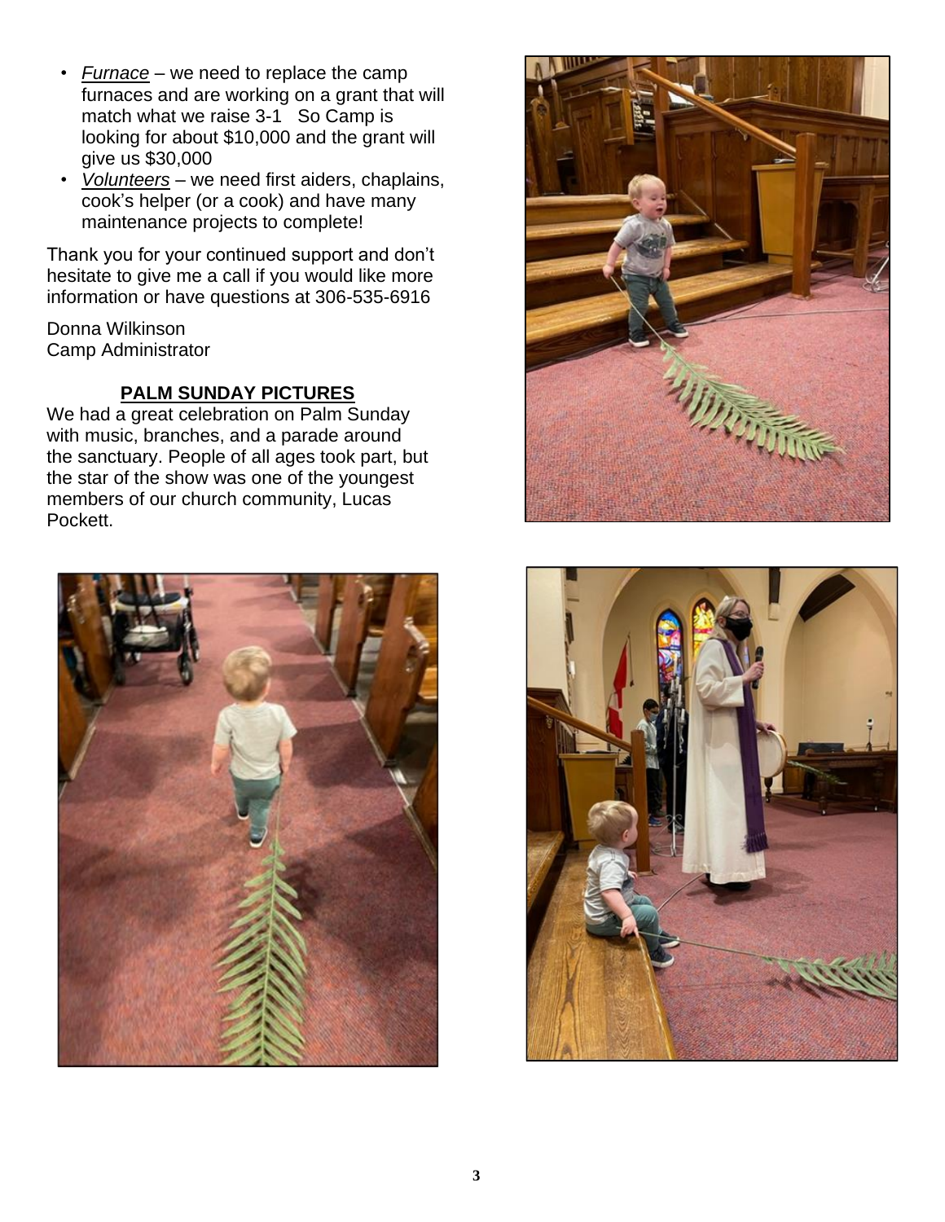- *Furnace* – we need to replace the camp furnaces and are working on a grant that will match what we raise 3-1   So Camp is looking for about $10,000 and the grant will give us $30,000
- *Volunteers* – we need first aiders, chaplains, cook's helper (or a cook) and have many maintenance projects to complete!

Thank you for your continued support and don't hesitate to give me a call if you would like more information or have questions at 306-535-6916

Donna Wilkinson
Camp Administrator

## PALM SUNDAY PICTURES

We had a great celebration on Palm Sunday with music, branches, and a parade around the sanctuary. People of all ages took part, but the star of the show was one of the youngest members of our church community, Lucas Pockett.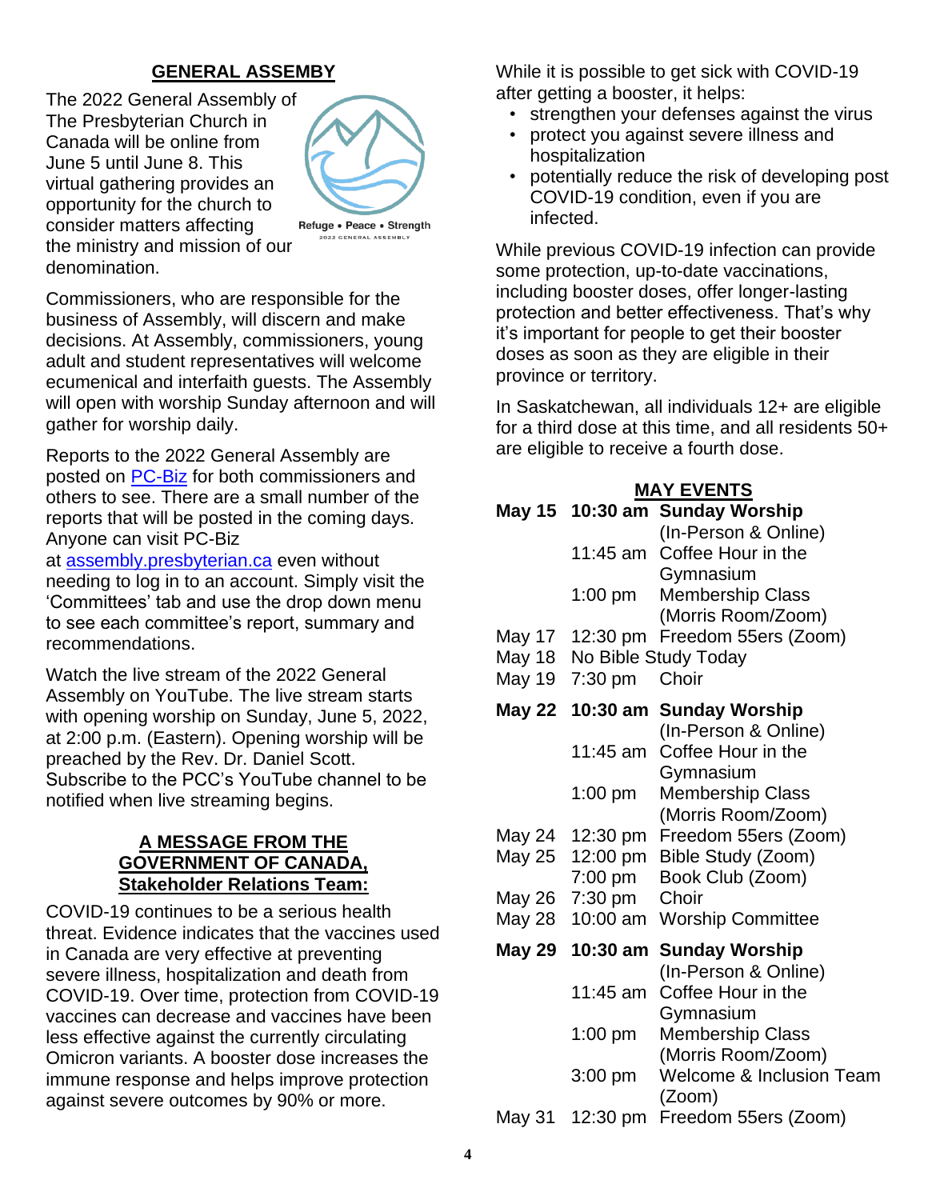## GENERAL ASSEMBY

The 2022 General Assembly of The Presbyterian Church in Canada will be online from June 5 until June 8. This virtual gathering provides an opportunity for the church to consider matters affecting the ministry and mission of our denomination.

Refuge • Peace • Strength
2022 GENERAL ASSEMBLY

Commissioners, who are responsible for the business of Assembly, will discern and make decisions. At Assembly, commissioners, young adult and student representatives will welcome ecumenical and interfaith guests. The Assembly will open with worship Sunday afternoon and will gather for worship daily.

Reports to the 2022 General Assembly are posted on PC-Biz for both commissioners and others to see. There are a small number of the reports that will be posted in the coming days. Anyone can visit PC-Biz at assembly.presbyterian.ca even without needing to log in to an account. Simply visit the 'Committees' tab and use the drop down menu to see each committee's report, summary and recommendations.

Watch the live stream of the 2022 General Assembly on YouTube. The live stream starts with opening worship on Sunday, June 5, 2022, at 2:00 p.m. (Eastern). Opening worship will be preached by the Rev. Dr. Daniel Scott. Subscribe to the PCC's YouTube channel to be notified when live streaming begins.

## A MESSAGE FROM THE GOVERNMENT OF CANADA, Stakeholder Relations Team:

COVID-19 continues to be a serious health threat. Evidence indicates that the vaccines used in Canada are very effective at preventing severe illness, hospitalization and death from COVID-19. Over time, protection from COVID-19 vaccines can decrease and vaccines have been less effective against the currently circulating Omicron variants. A booster dose increases the immune response and helps improve protection against severe outcomes by 90% or more.

While it is possible to get sick with COVID-19 after getting a booster, it helps:

- strengthen your defenses against the virus
- protect you against severe illness and hospitalization
- potentially reduce the risk of developing post COVID-19 condition, even if you are infected.

While previous COVID-19 infection can provide some protection, up-to-date vaccinations, including booster doses, offer longer-lasting protection and better effectiveness. That's why it's important for people to get their booster doses as soon as they are eligible in their province or territory.

In Saskatchewan, all individuals 12+ are eligible for a third dose at this time, and all residents 50+ are eligible to receive a fourth dose.

## MAY EVENTS

| Date | Time | Event |
|---|---|---|
| **May 15** | **10:30 am** | **Sunday Worship** (In-Person & Online) |
| | 11:45 am | Coffee Hour in the Gymnasium |
| | 1:00 pm | Membership Class (Morris Room/Zoom) |
| May 17 | 12:30 pm | Freedom 55ers (Zoom) |
| May 18 | No Bible Study Today | |
| May 19 | 7:30 pm | Choir |
| **May 22** | **10:30 am** | **Sunday Worship** (In-Person & Online) |
| | 11:45 am | Coffee Hour in the Gymnasium |
| | 1:00 pm | Membership Class (Morris Room/Zoom) |
| May 24 | 12:30 pm | Freedom 55ers (Zoom) |
| May 25 | 12:00 pm | Bible Study (Zoom) |
| | 7:00 pm | Book Club (Zoom) |
| May 26 | 7:30 pm | Choir |
| May 28 | 10:00 am | Worship Committee |
| **May 29** | **10:30 am** | **Sunday Worship** (In-Person & Online) |
| | 11:45 am | Coffee Hour in the Gymnasium |
| | 1:00 pm | Membership Class (Morris Room/Zoom) |
| | 3:00 pm | Welcome & Inclusion Team (Zoom) |
| May 31 | 12:30 pm | Freedom 55ers (Zoom) |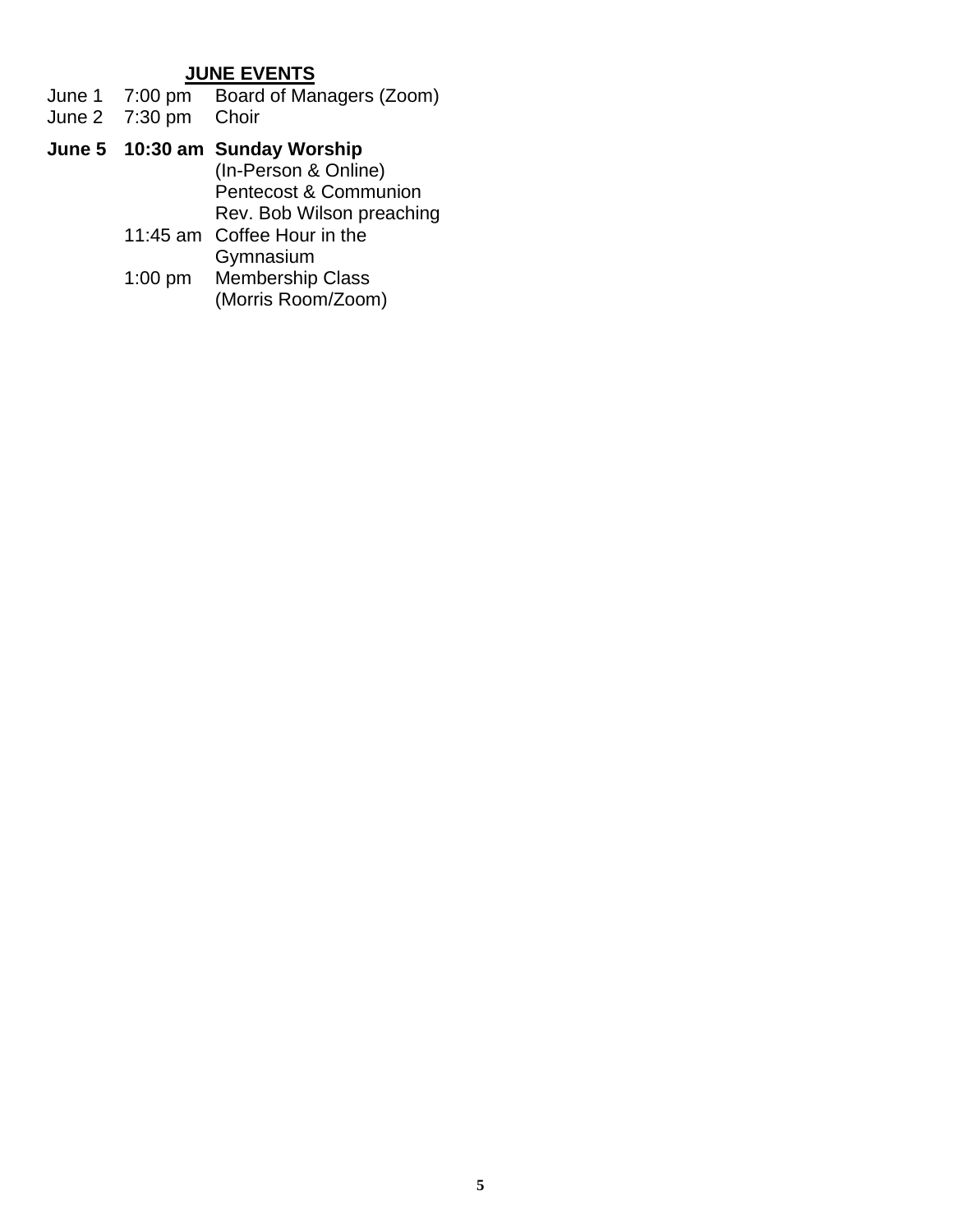## JUNE EVENTS

| | | |
|---|---|---|
| June 1 | 7:00 pm | Board of Managers (Zoom) |
| June 2 | 7:30 pm | Choir |
| **June 5** | **10:30 am** | **Sunday Worship** (In-Person & Online) Pentecost & Communion Rev. Bob Wilson preaching |
| | 11:45 am | Coffee Hour in the Gymnasium |
| | 1:00 pm | Membership Class (Morris Room/Zoom) |